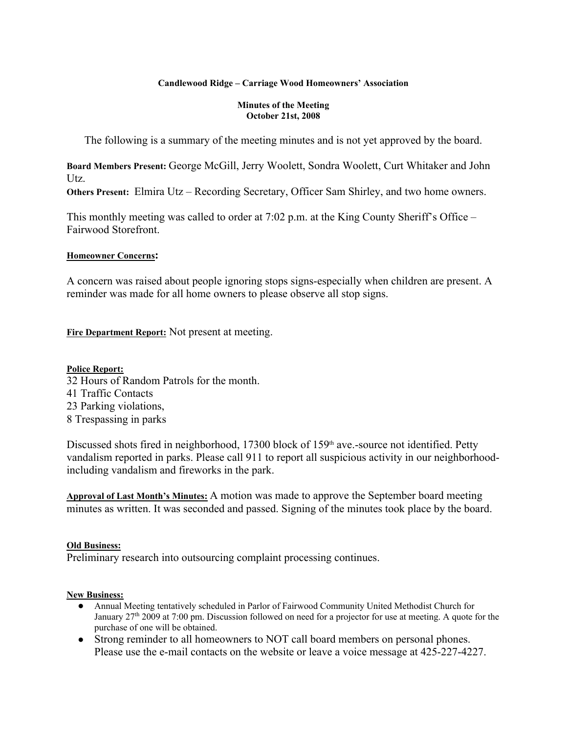**Candlewood Ridge – Carriage Wood Homeowners' Association**

**Minutes of the Meeting**
**October 21st, 2008**

The following is a summary of the meeting minutes and is not yet approved by the board.

**Board Members Present:** George McGill, Jerry Woolett, Sondra Woolett, Curt Whitaker and John Utz.
**Others Present:** Elmira Utz – Recording Secretary, Officer Sam Shirley, and two home owners.

This monthly meeting was called to order at 7:02 p.m. at the King County Sheriff's Office – Fairwood Storefront.

**Homeowner Concerns:**

A concern was raised about people ignoring stops signs-especially when children are present. A reminder was made for all home owners to please observe all stop signs.

**Fire Department Report:** Not present at meeting.

**Police Report:**
32 Hours of Random Patrols for the month.
41 Traffic Contacts
23 Parking violations,
8 Trespassing in parks

Discussed shots fired in neighborhood, 17300 block of 159th ave.-source not identified. Petty vandalism reported in parks. Please call 911 to report all suspicious activity in our neighborhood-including vandalism and fireworks in the park.

**Approval of Last Month's Minutes:** A motion was made to approve the September board meeting minutes as written. It was seconded and passed. Signing of the minutes took place by the board.

**Old Business:**
Preliminary research into outsourcing complaint processing continues.

**New Business:**

- Annual Meeting tentatively scheduled in Parlor of Fairwood Community United Methodist Church for January 27th 2009 at 7:00 pm. Discussion followed on need for a projector for use at meeting. A quote for the purchase of one will be obtained.
- Strong reminder to all homeowners to NOT call board members on personal phones. Please use the e-mail contacts on the website or leave a voice message at 425-227-4227.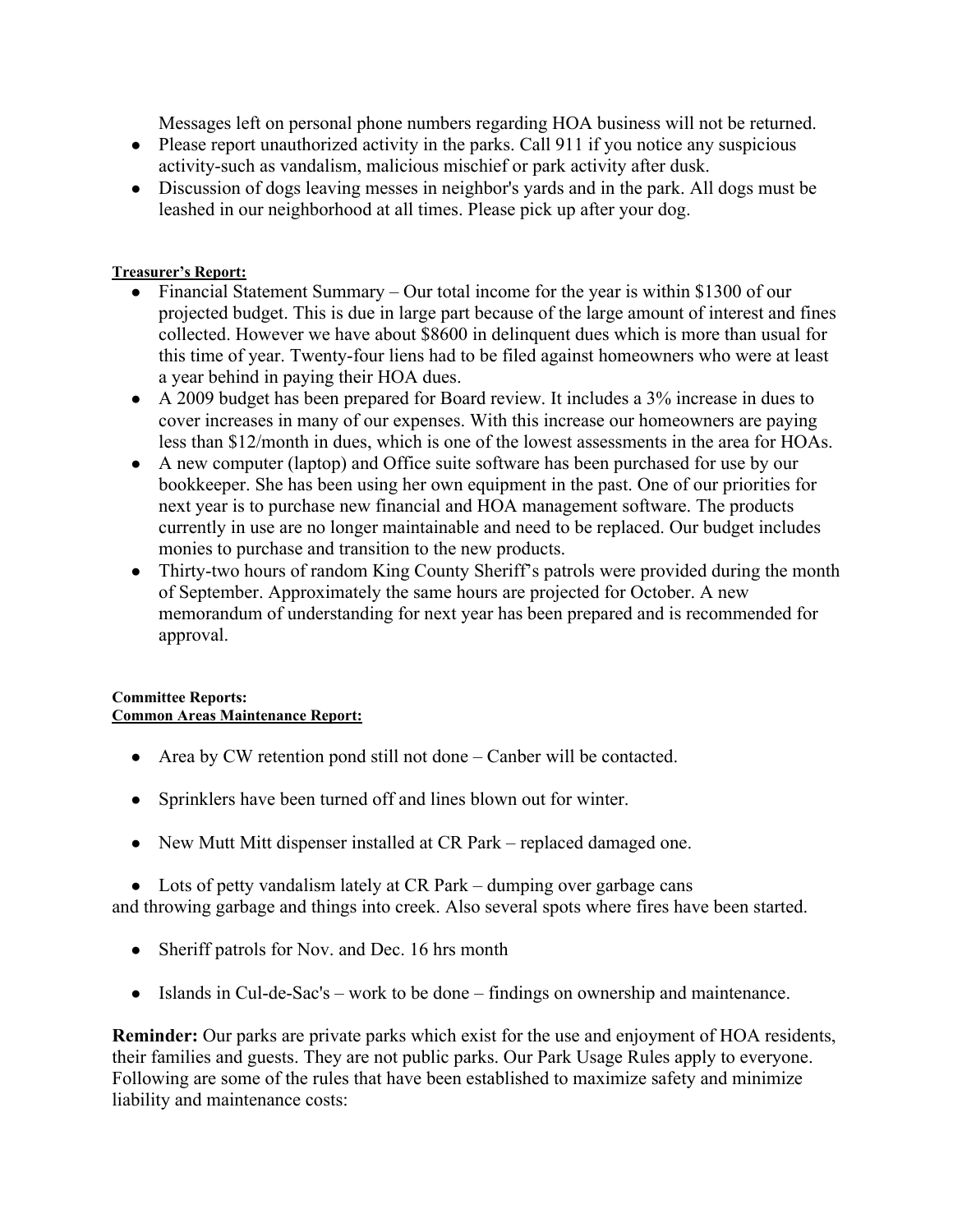Messages left on personal phone numbers regarding HOA business will not be returned.

- Please report unauthorized activity in the parks. Call 911 if you notice any suspicious activity-such as vandalism, malicious mischief or park activity after dusk.
- Discussion of dogs leaving messes in neighbor's yards and in the park. All dogs must be leashed in our neighborhood at all times. Please pick up after your dog.

**Treasurer's Report:**

- Financial Statement Summary – Our total income for the year is within $1300 of our projected budget. This is due in large part because of the large amount of interest and fines collected. However we have about $8600 in delinquent dues which is more than usual for this time of year. Twenty-four liens had to be filed against homeowners who were at least a year behind in paying their HOA dues.
- A 2009 budget has been prepared for Board review. It includes a 3% increase in dues to cover increases in many of our expenses. With this increase our homeowners are paying less than $12/month in dues, which is one of the lowest assessments in the area for HOAs.
- A new computer (laptop) and Office suite software has been purchased for use by our bookkeeper. She has been using her own equipment in the past. One of our priorities for next year is to purchase new financial and HOA management software. The products currently in use are no longer maintainable and need to be replaced. Our budget includes monies to purchase and transition to the new products.
- Thirty-two hours of random King County Sheriff's patrols were provided during the month of September. Approximately the same hours are projected for October. A new memorandum of understanding for next year has been prepared and is recommended for approval.

**Committee Reports:**

**Common Areas Maintenance Report:**

- Area by CW retention pond still not done – Canber will be contacted.
- Sprinklers have been turned off and lines blown out for winter.
- New Mutt Mitt dispenser installed at CR Park – replaced damaged one.
- Lots of petty vandalism lately at CR Park – dumping over garbage cans and throwing garbage and things into creek. Also several spots where fires have been started.
- Sheriff patrols for Nov. and Dec. 16 hrs month
- Islands in Cul-de-Sac's – work to be done – findings on ownership and maintenance.

**Reminder:** Our parks are private parks which exist for the use and enjoyment of HOA residents, their families and guests. They are not public parks. Our Park Usage Rules apply to everyone. Following are some of the rules that have been established to maximize safety and minimize liability and maintenance costs: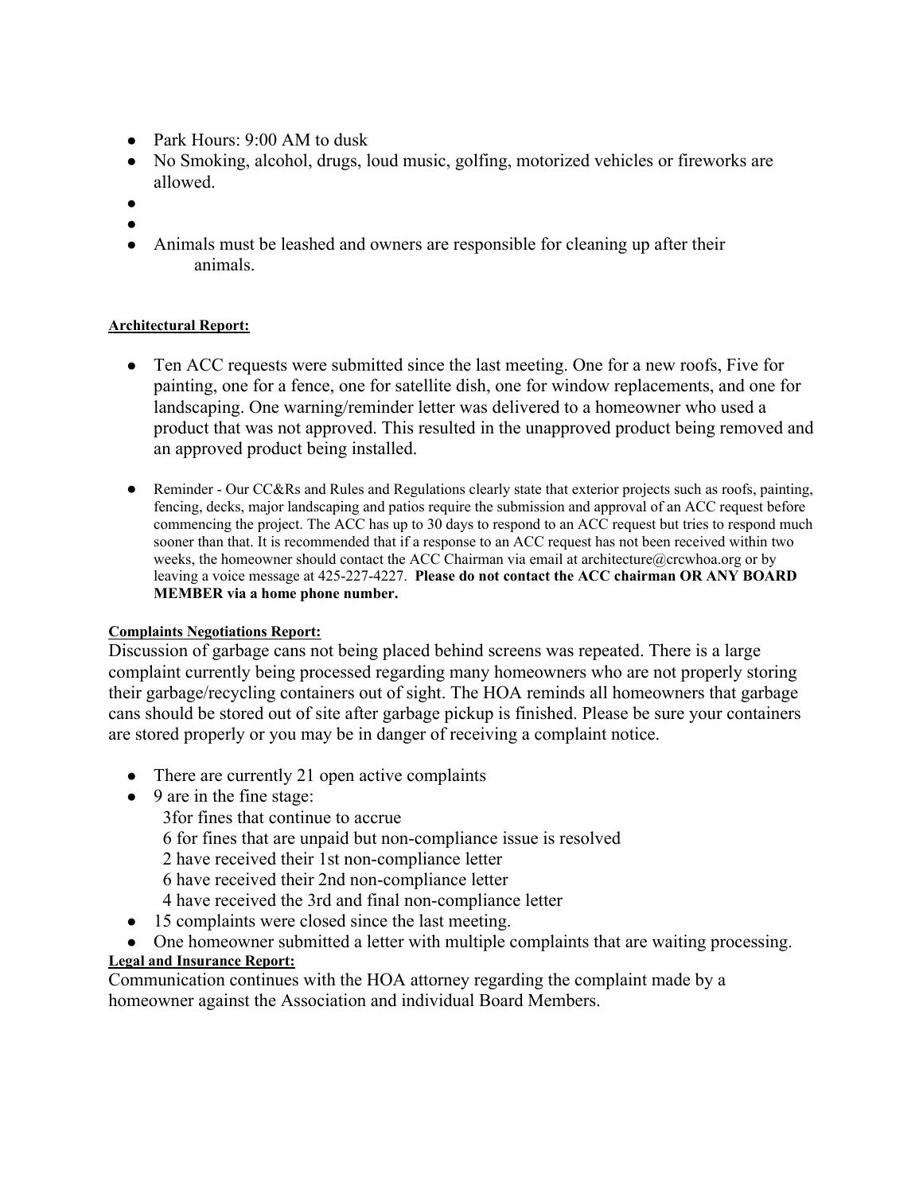- Park Hours: 9:00 AM to dusk
- No Smoking, alcohol, drugs, loud music, golfing, motorized vehicles or fireworks are allowed.
- 
- 
- Animals must be leashed and owners are responsible for cleaning up after their animals.

**Architectural Report:**

- Ten ACC requests were submitted since the last meeting. One for a new roofs, Five for painting, one for a fence, one for satellite dish, one for window replacements, and one for landscaping. One warning/reminder letter was delivered to a homeowner who used a product that was not approved. This resulted in the unapproved product being removed and an approved product being installed.

- Reminder - Our CC&Rs and Rules and Regulations clearly state that exterior projects such as roofs, painting, fencing, decks, major landscaping and patios require the submission and approval of an ACC request before commencing the project. The ACC has up to 30 days to respond to an ACC request but tries to respond much sooner than that. It is recommended that if a response to an ACC request has not been received within two weeks, the homeowner should contact the ACC Chairman via email at architecture@crcwhoa.org or by leaving a voice message at 425-227-4227. **Please do not contact the ACC chairman OR ANY BOARD MEMBER via a home phone number.**

**Complaints Negotiations Report:**

Discussion of garbage cans not being placed behind screens was repeated. There is a large complaint currently being processed regarding many homeowners who are not properly storing their garbage/recycling containers out of sight. The HOA reminds all homeowners that garbage cans should be stored out of site after garbage pickup is finished. Please be sure your containers are stored properly or you may be in danger of receiving a complaint notice.

- There are currently 21 open active complaints
- 9 are in the fine stage:
  3for fines that continue to accrue
  6 for fines that are unpaid but non-compliance issue is resolved
  2 have received their 1st non-compliance letter
  6 have received their 2nd non-compliance letter
  4 have received the 3rd and final non-compliance letter
- 15 complaints were closed since the last meeting.
- One homeowner submitted a letter with multiple complaints that are waiting processing.

**Legal and Insurance Report:**

Communication continues with the HOA attorney regarding the complaint made by a homeowner against the Association and individual Board Members.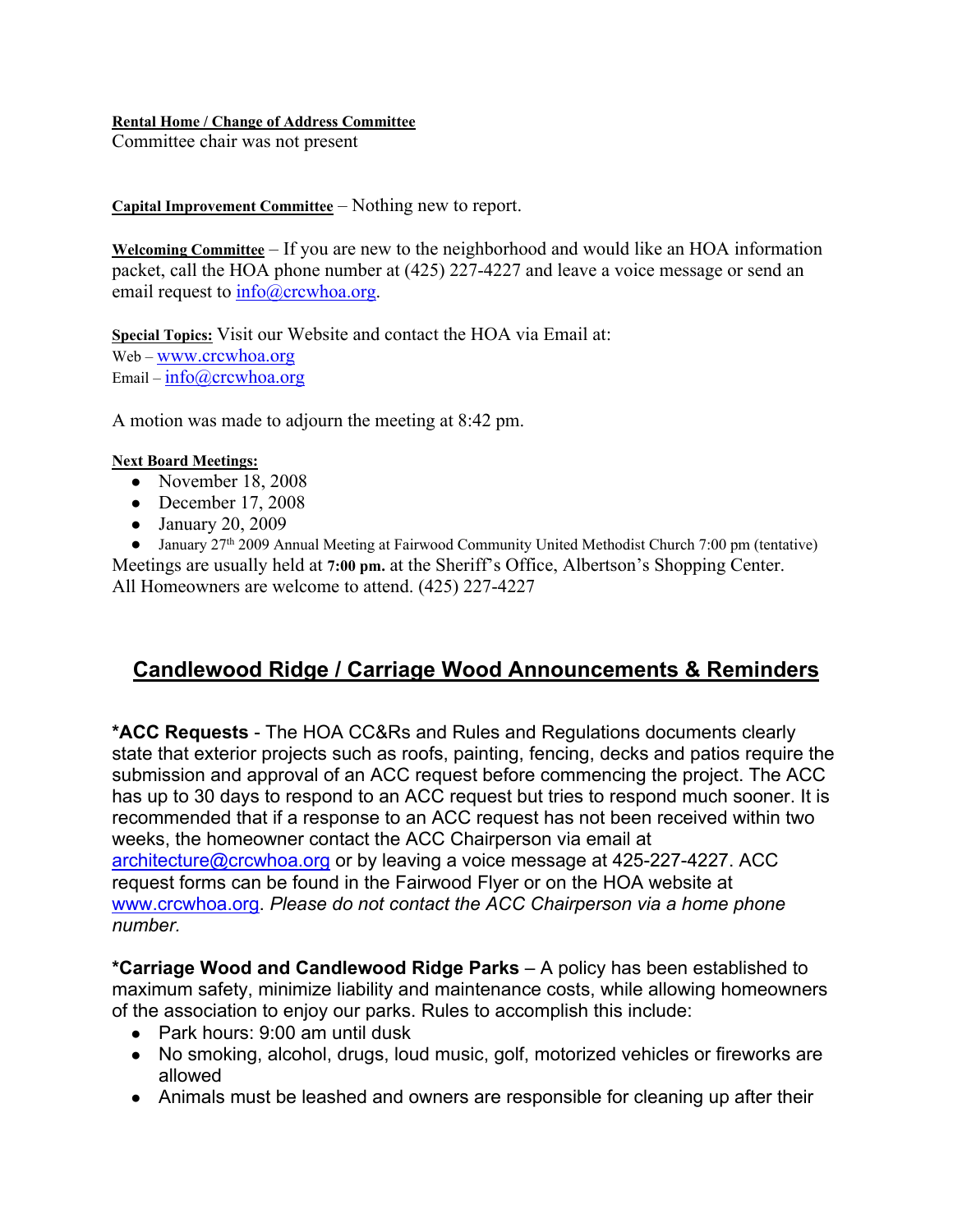**Rental Home / Change of Address Committee**
Committee chair was not present

**Capital Improvement Committee** – Nothing new to report.

**Welcoming Committee** – If you are new to the neighborhood and would like an HOA information packet, call the HOA phone number at (425) 227-4227 and leave a voice message or send an email request to info@crcwhoa.org.

**Special Topics:** Visit our Website and contact the HOA via Email at:
Web – www.crcwhoa.org
Email – info@crcwhoa.org

A motion was made to adjourn the meeting at 8:42 pm.

**Next Board Meetings:**

- November 18, 2008
- December 17, 2008
- January 20, 2009
- January 27th 2009 Annual Meeting at Fairwood Community United Methodist Church 7:00 pm (tentative)

Meetings are usually held at **7:00 pm.** at the Sheriff's Office, Albertson's Shopping Center. All Homeowners are welcome to attend. (425) 227-4227

## Candlewood Ridge / Carriage Wood Announcements & Reminders

**\*ACC Requests** - The HOA CC&Rs and Rules and Regulations documents clearly state that exterior projects such as roofs, painting, fencing, decks and patios require the submission and approval of an ACC request before commencing the project. The ACC has up to 30 days to respond to an ACC request but tries to respond much sooner. It is recommended that if a response to an ACC request has not been received within two weeks, the homeowner contact the ACC Chairperson via email at architecture@crcwhoa.org or by leaving a voice message at 425-227-4227. ACC request forms can be found in the Fairwood Flyer or on the HOA website at www.crcwhoa.org. *Please do not contact the ACC Chairperson via a home phone number.*

**\*Carriage Wood and Candlewood Ridge Parks** – A policy has been established to maximum safety, minimize liability and maintenance costs, while allowing homeowners of the association to enjoy our parks. Rules to accomplish this include:

- Park hours: 9:00 am until dusk
- No smoking, alcohol, drugs, loud music, golf, motorized vehicles or fireworks are allowed
- Animals must be leashed and owners are responsible for cleaning up after their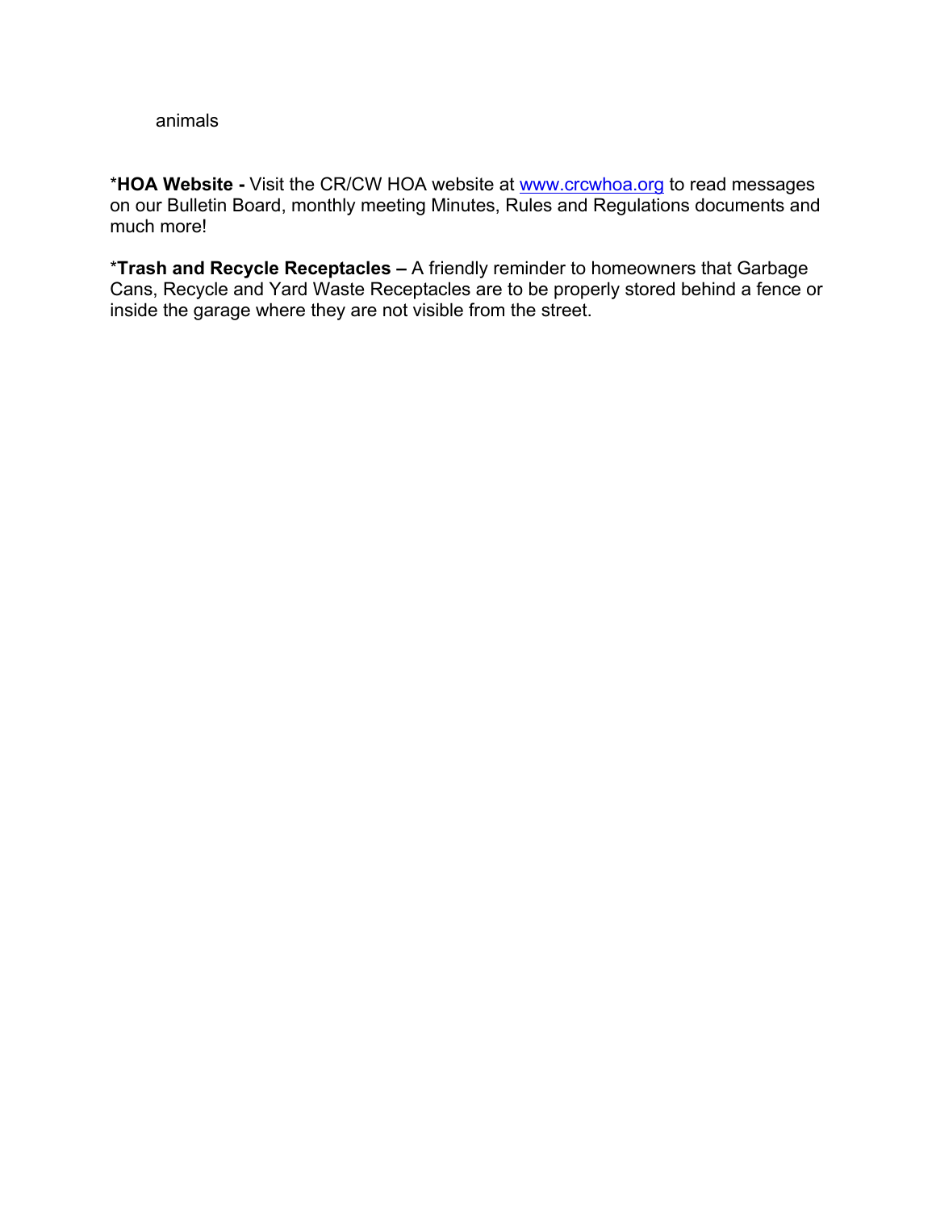animals

*__HOA Website -__ Visit the CR/CW HOA website at [www.crcwhoa.org](http://www.crcwhoa.org) to read messages on our Bulletin Board, monthly meeting Minutes, Rules and Regulations documents and much more!

*__Trash and Recycle Receptacles –__ A friendly reminder to homeowners that Garbage Cans, Recycle and Yard Waste Receptacles are to be properly stored behind a fence or inside the garage where they are not visible from the street.